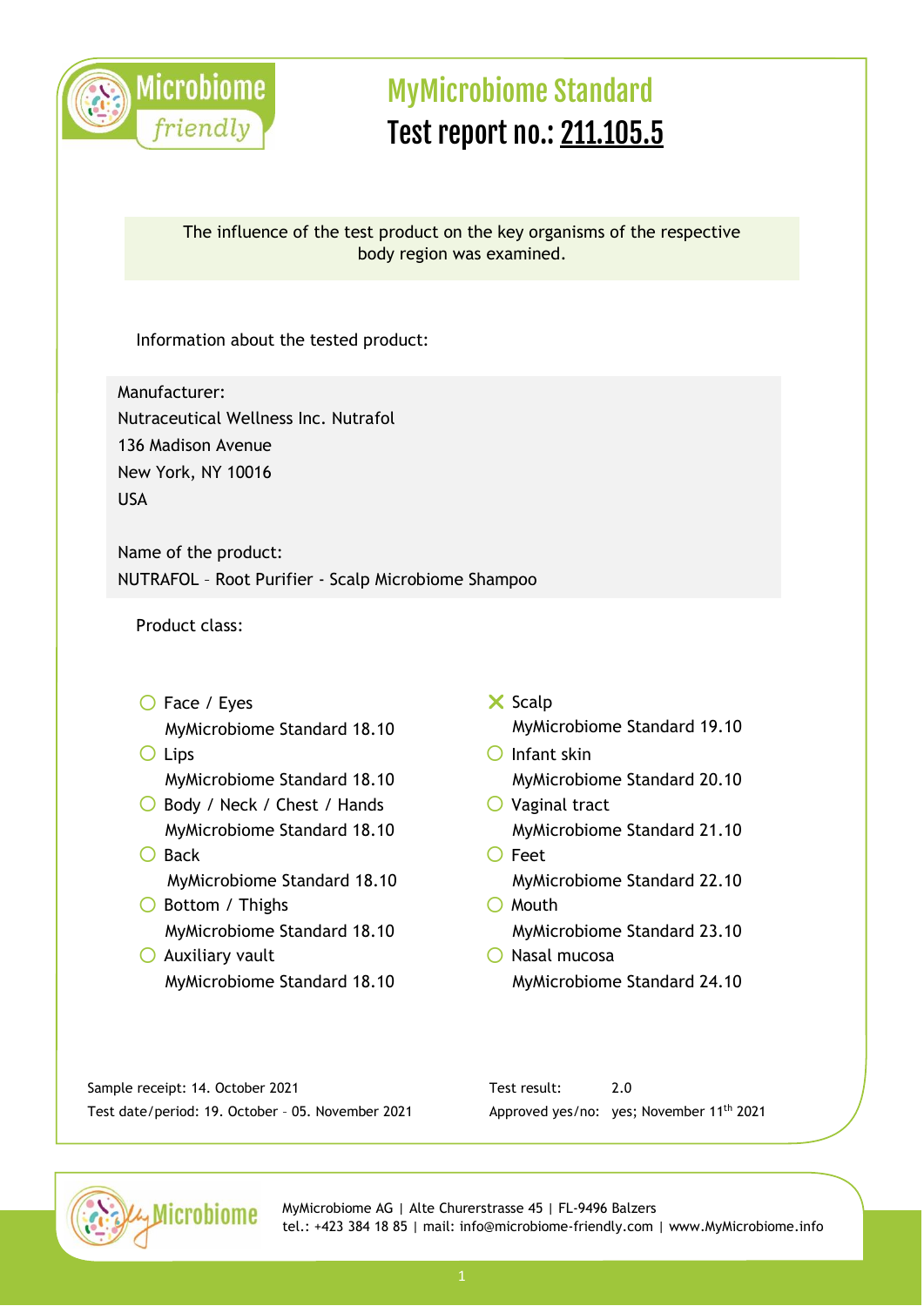# MyMicrobiome Standard

## Test report no.: 211.105.5

The influence of the test product on the key organisms of the respective body region was examined.

Information about the tested product:

Manufacturer:
Nutraceutical Wellness Inc. Nutrafol
136 Madison Avenue
New York, NY 10016
USA

Name of the product:
NUTRAFOL – Root Purifier - Scalp Microbiome Shampoo

Product class:

- ○ Face / Eyes
  MyMicrobiome Standard 18.10
- ○ Lips
  MyMicrobiome Standard 18.10
- ○ Body / Neck / Chest / Hands
  MyMicrobiome Standard 18.10
- ○ Back
  MyMicrobiome Standard 18.10
- ○ Bottom / Thighs
  MyMicrobiome Standard 18.10
- ○ Auxiliary vault
  MyMicrobiome Standard 18.10
- ✕ Scalp
  MyMicrobiome Standard 19.10
- ○ Infant skin
  MyMicrobiome Standard 20.10
- ○ Vaginal tract
  MyMicrobiome Standard 21.10
- ○ Feet
  MyMicrobiome Standard 22.10
- ○ Mouth
  MyMicrobiome Standard 23.10
- ○ Nasal mucosa
  MyMicrobiome Standard 24.10

Sample receipt: 14. October 2021
Test date/period: 19. October – 05. November 2021

Test result: 2.0
Approved yes/no: yes; November 11th 2021

MyMicrobiome AG | Alte Churerstrasse 45 | FL-9496 Balzers
tel.: +423 384 18 85 | mail: info@microbiome-friendly.com | www.MyMicrobiome.info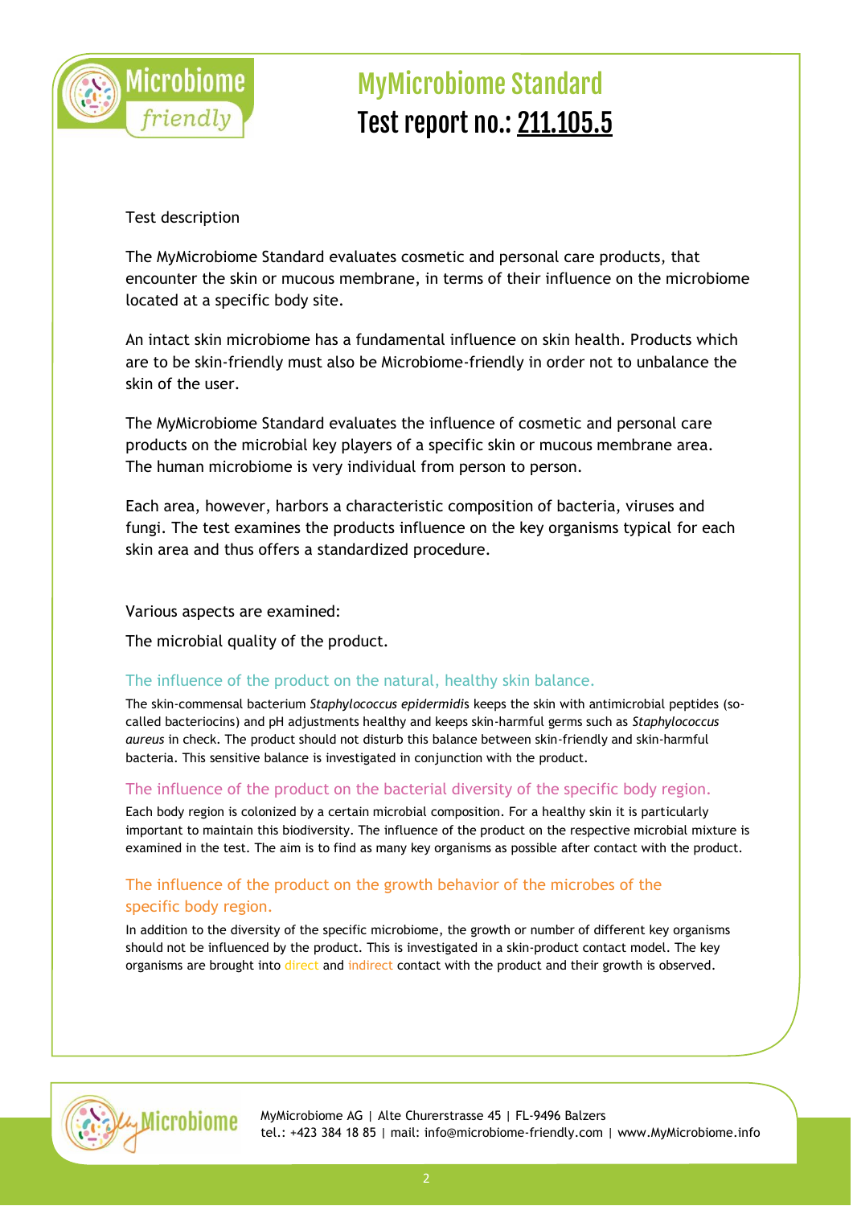# MyMicrobiome Standard

# Test report no.: 211.105.5

Test description

The MyMicrobiome Standard evaluates cosmetic and personal care products, that encounter the skin or mucous membrane, in terms of their influence on the microbiome located at a specific body site.

An intact skin microbiome has a fundamental influence on skin health. Products which are to be skin-friendly must also be Microbiome-friendly in order not to unbalance the skin of the user.

The MyMicrobiome Standard evaluates the influence of cosmetic and personal care products on the microbial key players of a specific skin or mucous membrane area. The human microbiome is very individual from person to person.

Each area, however, harbors a characteristic composition of bacteria, viruses and fungi. The test examines the products influence on the key organisms typical for each skin area and thus offers a standardized procedure.

Various aspects are examined:

The microbial quality of the product.

## The influence of the product on the natural, healthy skin balance.

The skin-commensal bacterium *Staphylococcus epidermidi*s keeps the skin with antimicrobial peptides (so-called bacteriocins) and pH adjustments healthy and keeps skin-harmful germs such as *Staphylococcus aureus* in check. The product should not disturb this balance between skin-friendly and skin-harmful bacteria. This sensitive balance is investigated in conjunction with the product.

## The influence of the product on the bacterial diversity of the specific body region.

Each body region is colonized by a certain microbial composition. For a healthy skin it is particularly important to maintain this biodiversity. The influence of the product on the respective microbial mixture is examined in the test. The aim is to find as many key organisms as possible after contact with the product.

## The influence of the product on the growth behavior of the microbes of the specific body region.

In addition to the diversity of the specific microbiome, the growth or number of different key organisms should not be influenced by the product. This is investigated in a skin-product contact model. The key organisms are brought into direct and indirect contact with the product and their growth is observed.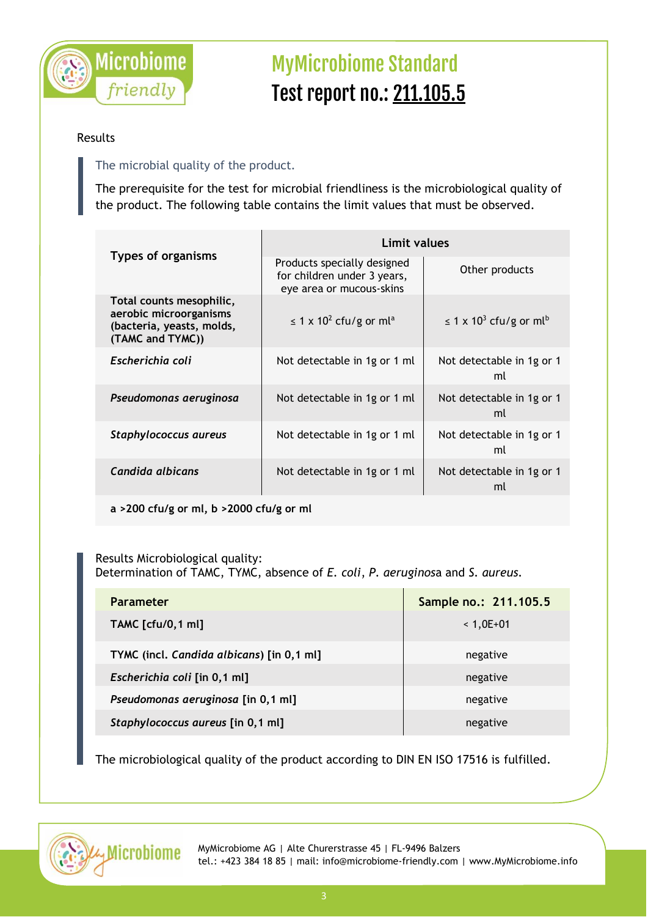# MyMicrobiome Standard

## Test report no.: 211.105.5

Results

The microbial quality of the product.

The prerequisite for the test for microbial friendliness is the microbiological quality of the product. The following table contains the limit values that must be observed.

| Types of organisms | Limit values | |
|---|---|---|
| | Products specially designed for children under 3 years, eye area or mucous-skins | Other products |
| **Total counts mesophilic, aerobic microorganisms (bacteria, yeasts, molds, (TAMC and TYMC))** | ≤ 1 x $10^2$ cfu/g or ml[a] | ≤ 1 x $10^3$ cfu/g or ml[b] |
| ***Escherichia coli*** | Not detectable in 1g or 1 ml | Not detectable in 1g or 1 ml |
| ***Pseudomonas aeruginosa*** | Not detectable in 1g or 1 ml | Not detectable in 1g or 1 ml |
| ***Staphylococcus aureus*** | Not detectable in 1g or 1 ml | Not detectable in 1g or 1 ml |
| ***Candida albicans*** | Not detectable in 1g or 1 ml | Not detectable in 1g or 1 ml |

**a >200 cfu/g or ml, b >2000 cfu/g or ml**

Results Microbiological quality:
Determination of TAMC, TYMC, absence of *E. coli*, *P. aeruginos*a and *S. aureus*.

| Parameter | Sample no.: 211.105.5 |
|---|---|
| **TAMC [cfu/0,1 ml]** | < 1,0E+01 |
| **TYMC (incl. *Candida albicans*) [in 0,1 ml]** | negative |
| ***Escherichia coli* [in 0,1 ml]** | negative |
| ***Pseudomonas aeruginosa* [in 0,1 ml]** | negative |
| ***Staphylococcus aureus* [in 0,1 ml]** | negative |

The microbiological quality of the product according to DIN EN ISO 17516 is fulfilled.

MyMicrobiome AG | Alte Churerstrasse 45 | FL-9496 Balzers
tel.: +423 384 18 85 | mail: info@microbiome-friendly.com | www.MyMicrobiome.info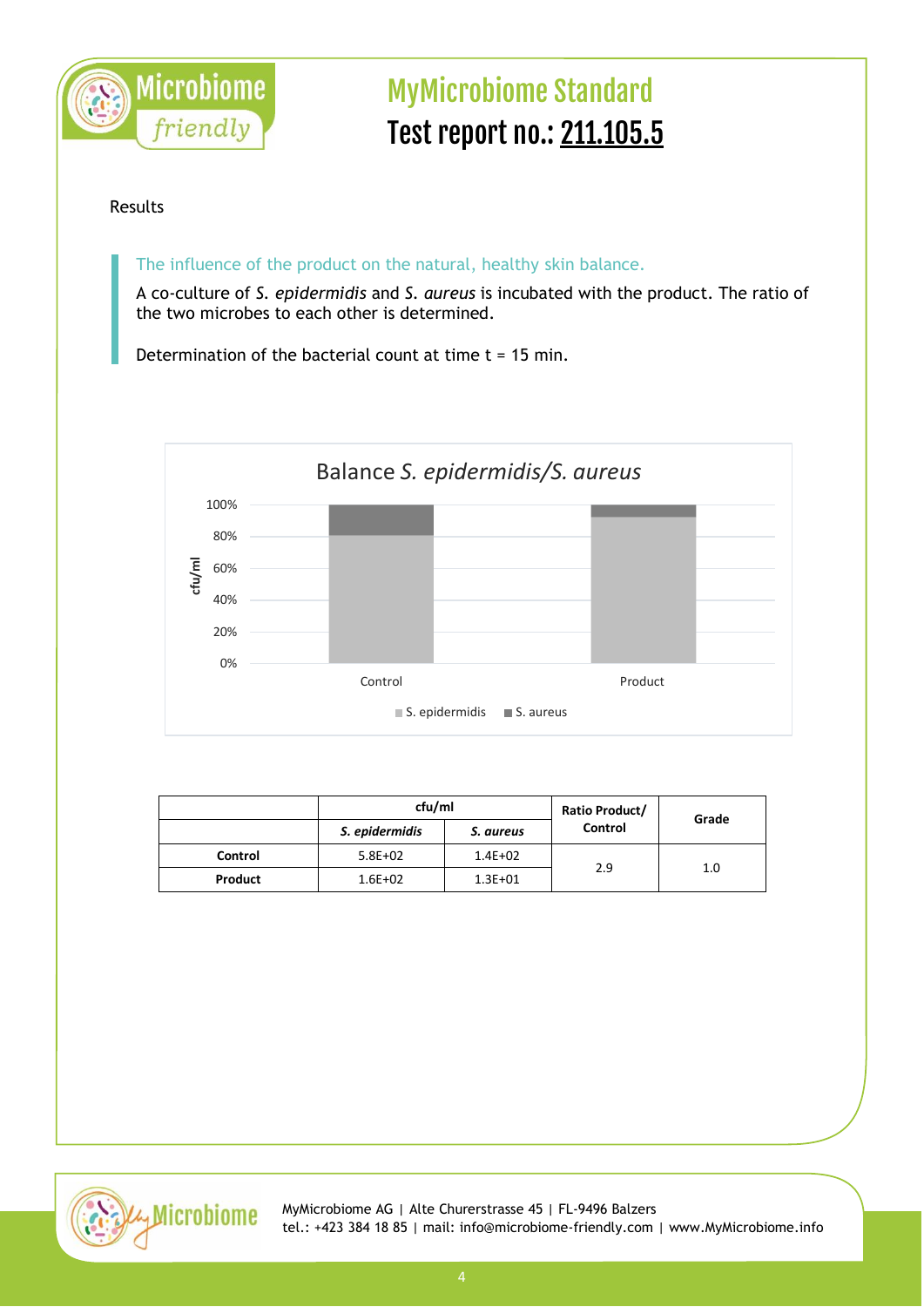# MyMicrobiome Standard

# Test report no.: 211.105.5

Results

The influence of the product on the natural, healthy skin balance.

A co-culture of *S. epidermidis* and *S. aureus* is incubated with the product. The ratio of the two microbes to each other is determined.

Determination of the bacterial count at time t = 15 min.

Balance *S. epidermidis/S. aureus*

| | cfu/ml | | Ratio Product/ Control | Grade |
|---|---|---|---|---|
| | *S. epidermidis* | *S. aureus* | | |
| **Control** | 5.8E+02 | 1.4E+02 | 2.9 | 1.0 |
| **Product** | 1.6E+02 | 1.3E+01 | | |

MyMicrobiome AG | Alte Churerstrasse 45 | FL-9496 Balzers
tel.: +423 384 18 85 | mail: info@microbiome-friendly.com | www.MyMicrobiome.info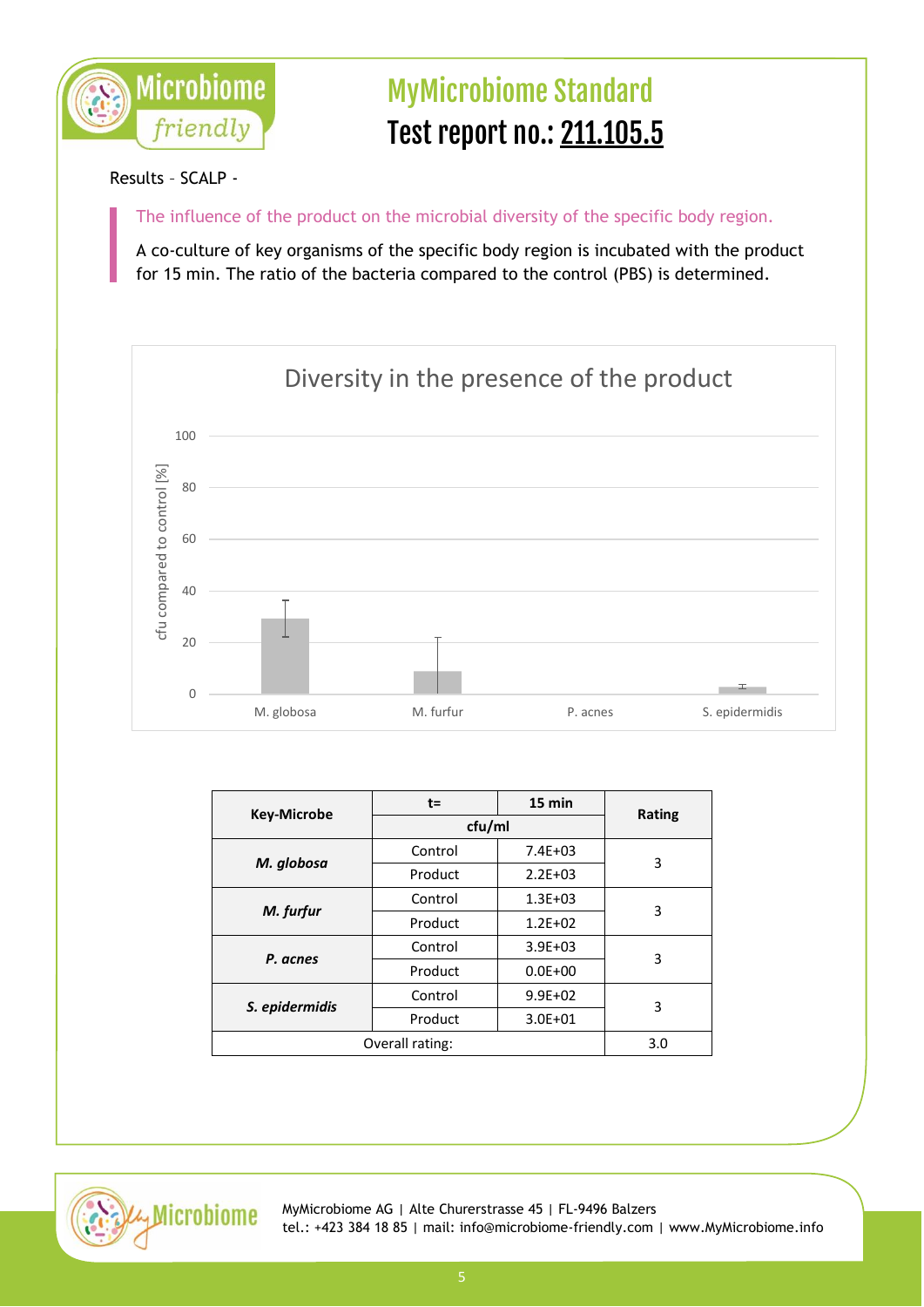# MyMicrobiome Standard

## Test report no.: 211.105.5

Results – SCALP -

The influence of the product on the microbial diversity of the specific body region.

A co-culture of key organisms of the specific body region is incubated with the product for 15 min. The ratio of the bacteria compared to the control (PBS) is determined.

Diversity in the presence of the product

| Key-Microbe | t= | 15 min | Rating |
|---|---|---|---|
| | cfu/ml | | |
| *M. globosa* | Control | 7.4E+03 | 3 |
| | Product | 2.2E+03 | |
| *M. furfur* | Control | 1.3E+03 | 3 |
| | Product | 1.2E+02 | |
| *P. acnes* | Control | 3.9E+03 | 3 |
| | Product | 0.0E+00 | |
| *S. epidermidis* | Control | 9.9E+02 | 3 |
| | Product | 3.0E+01 | |
| Overall rating: | | | 3.0 |

MyMicrobiome AG | Alte Churerstrasse 45 | FL-9496 Balzers
tel.: +423 384 18 85 | mail: info@microbiome-friendly.com | www.MyMicrobiome.info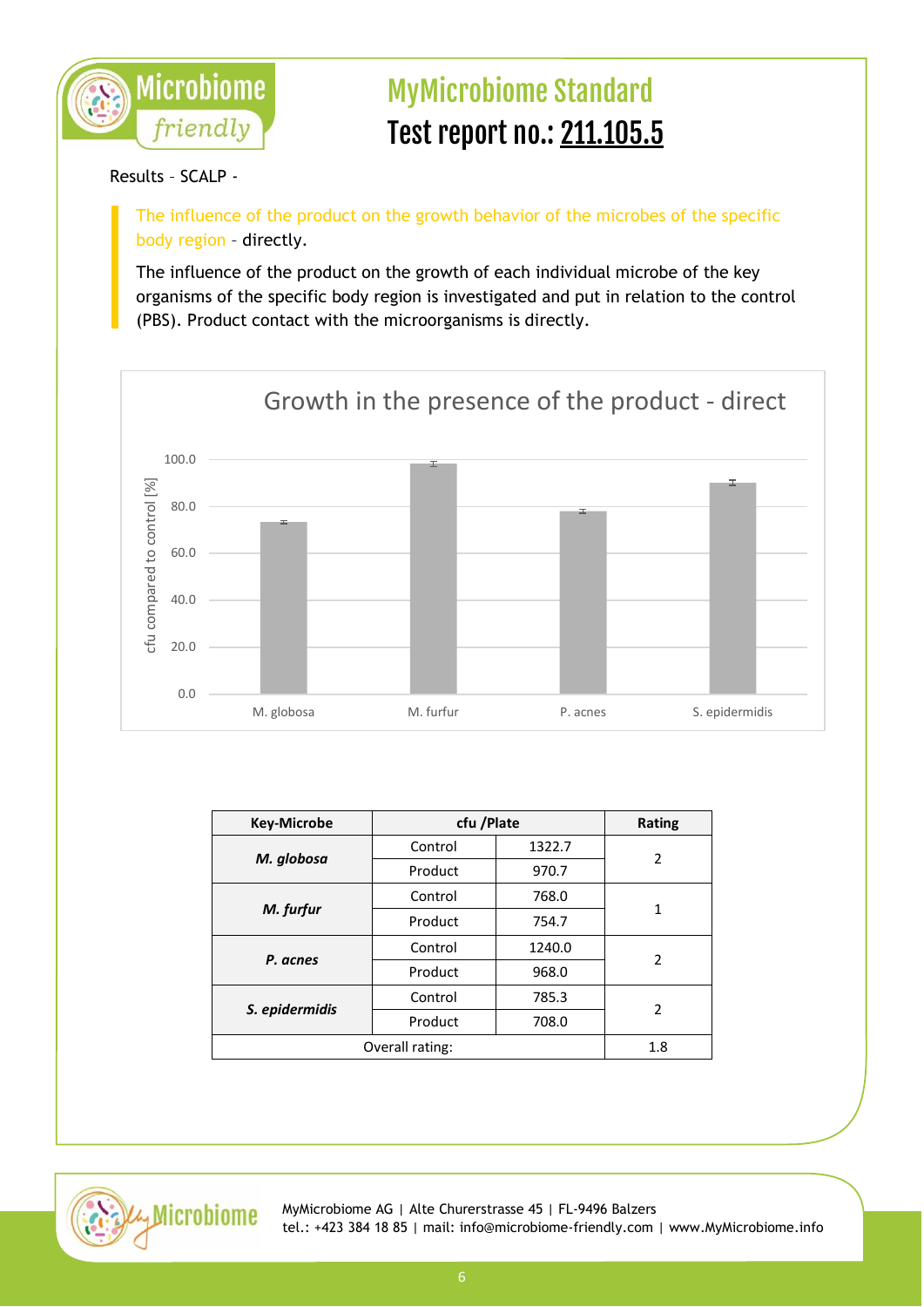# MyMicrobiome Standard

## Test report no.: 211.105.5

Results – SCALP -

The influence of the product on the growth behavior of the microbes of the specific body region - directly.

The influence of the product on the growth of each individual microbe of the key organisms of the specific body region is investigated and put in relation to the control (PBS). Product contact with the microorganisms is directly.

**Growth in the presence of the product - direct**

| Key-Microbe | cfu /Plate | | Rating |
|---|---|---|---|
| ***M. globosa*** | Control | 1322.7 | 2 |
| | Product | 970.7 | |
| ***M. furfur*** | Control | 768.0 | 1 |
| | Product | 754.7 | |
| ***P. acnes*** | Control | 1240.0 | 2 |
| | Product | 968.0 | |
| ***S. epidermidis*** | Control | 785.3 | 2 |
| | Product | 708.0 | |
| Overall rating: | | | 1.8 |

MyMicrobiome AG | Alte Churerstrasse 45 | FL-9496 Balzers
tel.: +423 384 18 85 | mail: info@microbiome-friendly.com | www.MyMicrobiome.info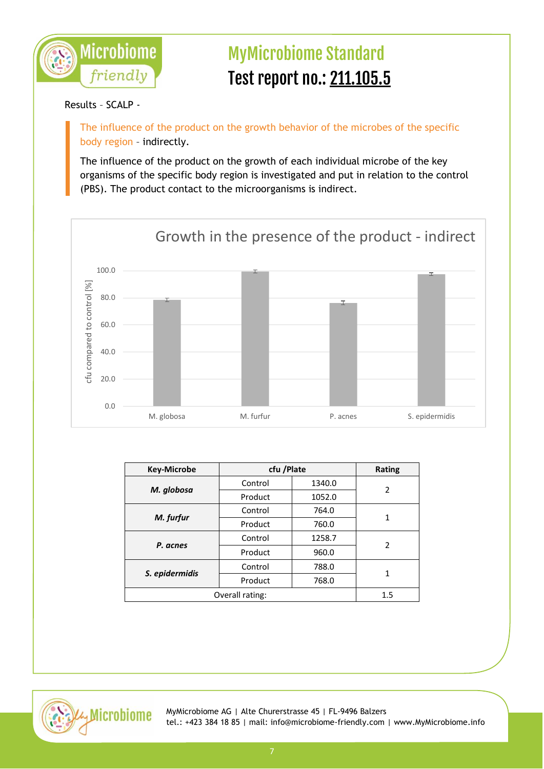# MyMicrobiome Standard

# Test report no.: 211.105.5

Results – SCALP -

The influence of the product on the growth behavior of the microbes of the specific body region – indirectly.

The influence of the product on the growth of each individual microbe of the key organisms of the specific body region is investigated and put in relation to the control (PBS). The product contact to the microorganisms is indirect.

**Growth in the presence of the product - indirect**

| | M. globosa | M. furfur | P. acnes | S. epidermidis |
|---|---|---|---|---|
| cfu compared to control [%] | ~78.5 | ~99.5 | ~76.3 | ~97.5 |

| Key-Microbe | cfu /Plate | | Rating |
|---|---|---|---|
| ***M. globosa*** | Control | 1340.0 | 2 |
| | Product | 1052.0 | |
| ***M. furfur*** | Control | 764.0 | 1 |
| | Product | 760.0 | |
| ***P. acnes*** | Control | 1258.7 | 2 |
| | Product | 960.0 | |
| ***S. epidermidis*** | Control | 788.0 | 1 |
| | Product | 768.0 | |
| Overall rating: | | | 1.5 |

MyMicrobiome AG | Alte Churerstrasse 45 | FL-9496 Balzers
tel.: +423 384 18 85 | mail: info@microbiome-friendly.com | www.MyMicrobiome.info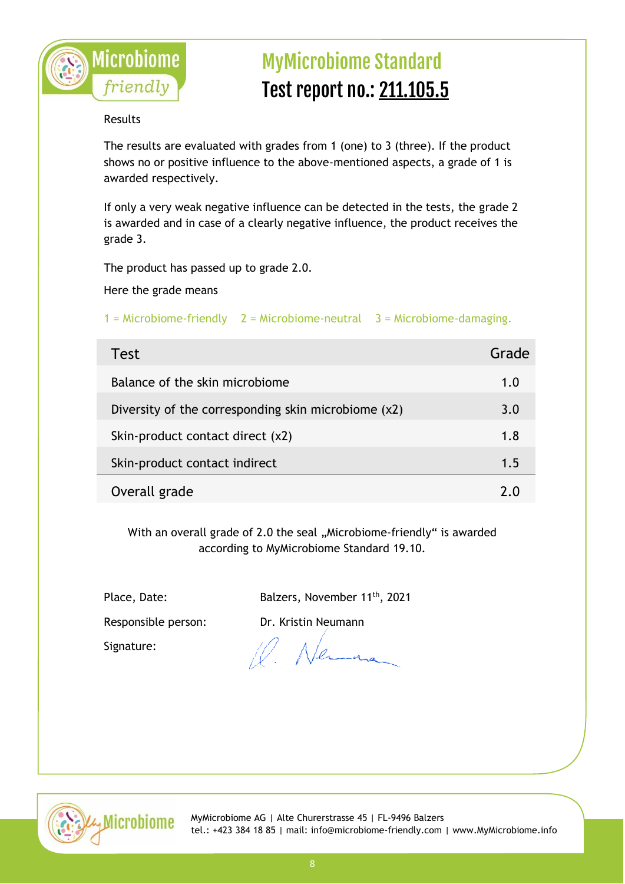# MyMicrobiome Standard

# Test report no.: 211.105.5

Results

The results are evaluated with grades from 1 (one) to 3 (three). If the product shows no or positive influence to the above-mentioned aspects, a grade of 1 is awarded respectively.

If only a very weak negative influence can be detected in the tests, the grade 2 is awarded and in case of a clearly negative influence, the product receives the grade 3.

The product has passed up to grade 2.0.

Here the grade means

1 = Microbiome-friendly  2 = Microbiome-neutral  3 = Microbiome-damaging.

| Test | Grade |
|---|---|
| Balance of the skin microbiome | 1.0 |
| Diversity of the corresponding skin microbiome (x2) | 3.0 |
| Skin-product contact direct (x2) | 1.8 |
| Skin-product contact indirect | 1.5 |
| Overall grade | 2.0 |

With an overall grade of 2.0 the seal „Microbiome-friendly“ is awarded according to MyMicrobiome Standard 19.10.

Place, Date: Balzers, November 11th, 2021

Responsible person: Dr. Kristin Neumann

Signature:

MyMicrobiome AG | Alte Churerstrasse 45 | FL-9496 Balzers
tel.: +423 384 18 85 | mail: info@microbiome-friendly.com | www.MyMicrobiome.info